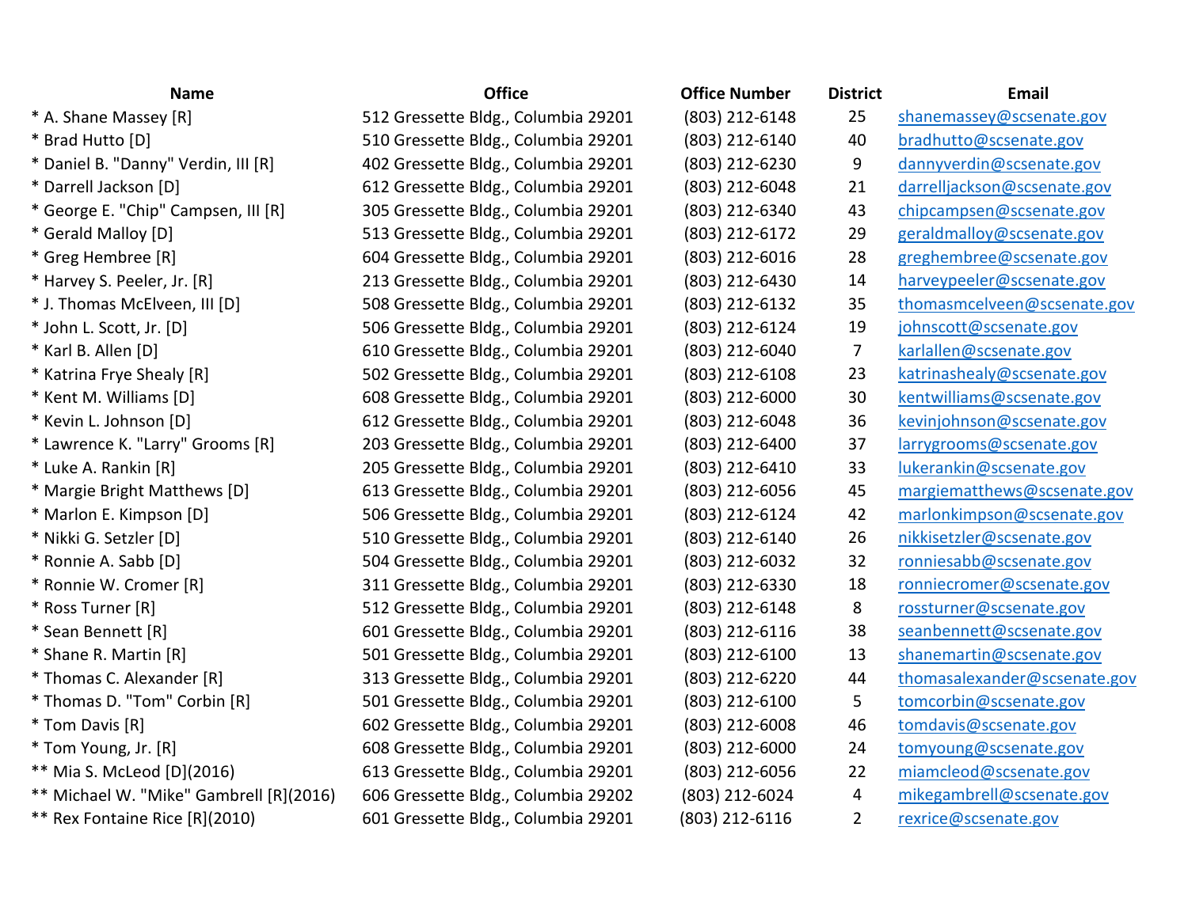| Name | Office | Office Number | District | Email |
| --- | --- | --- | --- | --- |
| * A. Shane Massey [R] | 512 Gressette Bldg., Columbia 29201 | (803) 212-6148 | 25 | shanemassey@scsenate.gov |
| * Brad Hutto [D] | 510 Gressette Bldg., Columbia 29201 | (803) 212-6140 | 40 | bradhutto@scsenate.gov |
| * Daniel B. "Danny" Verdin, III [R] | 402 Gressette Bldg., Columbia 29201 | (803) 212-6230 | 9 | dannyverdin@scsenate.gov |
| * Darrell Jackson [D] | 612 Gressette Bldg., Columbia 29201 | (803) 212-6048 | 21 | darrelljackson@scsenate.gov |
| * George E. "Chip" Campsen, III [R] | 305 Gressette Bldg., Columbia 29201 | (803) 212-6340 | 43 | chipcampsen@scsenate.gov |
| * Gerald Malloy [D] | 513 Gressette Bldg., Columbia 29201 | (803) 212-6172 | 29 | geraldmalloy@scsenate.gov |
| * Greg Hembree [R] | 604 Gressette Bldg., Columbia 29201 | (803) 212-6016 | 28 | greghembree@scsenate.gov |
| * Harvey S. Peeler, Jr. [R] | 213 Gressette Bldg., Columbia 29201 | (803) 212-6430 | 14 | harveypeeler@scsenate.gov |
| * J. Thomas McElveen, III [D] | 508 Gressette Bldg., Columbia 29201 | (803) 212-6132 | 35 | thomasmcelveen@scsenate.gov |
| * John L. Scott, Jr. [D] | 506 Gressette Bldg., Columbia 29201 | (803) 212-6124 | 19 | johnscott@scsenate.gov |
| * Karl B. Allen [D] | 610 Gressette Bldg., Columbia 29201 | (803) 212-6040 | 7 | karlallen@scsenate.gov |
| * Katrina Frye Shealy [R] | 502 Gressette Bldg., Columbia 29201 | (803) 212-6108 | 23 | katrinashealy@scsenate.gov |
| * Kent M. Williams [D] | 608 Gressette Bldg., Columbia 29201 | (803) 212-6000 | 30 | kentwilliams@scsenate.gov |
| * Kevin L. Johnson [D] | 612 Gressette Bldg., Columbia 29201 | (803) 212-6048 | 36 | kevinjohnson@scsenate.gov |
| * Lawrence K. "Larry" Grooms [R] | 203 Gressette Bldg., Columbia 29201 | (803) 212-6400 | 37 | larrygrooms@scsenate.gov |
| * Luke A. Rankin [R] | 205 Gressette Bldg., Columbia 29201 | (803) 212-6410 | 33 | lukerankin@scsenate.gov |
| * Margie Bright Matthews [D] | 613 Gressette Bldg., Columbia 29201 | (803) 212-6056 | 45 | margiematthews@scsenate.gov |
| * Marlon E. Kimpson [D] | 506 Gressette Bldg., Columbia 29201 | (803) 212-6124 | 42 | marlonkimpson@scsenate.gov |
| * Nikki G. Setzler [D] | 510 Gressette Bldg., Columbia 29201 | (803) 212-6140 | 26 | nikkisetzler@scsenate.gov |
| * Ronnie A. Sabb [D] | 504 Gressette Bldg., Columbia 29201 | (803) 212-6032 | 32 | ronniesabb@scsenate.gov |
| * Ronnie W. Cromer [R] | 311 Gressette Bldg., Columbia 29201 | (803) 212-6330 | 18 | ronniecromer@scsenate.gov |
| * Ross Turner [R] | 512 Gressette Bldg., Columbia 29201 | (803) 212-6148 | 8 | rossturner@scsenate.gov |
| * Sean Bennett [R] | 601 Gressette Bldg., Columbia 29201 | (803) 212-6116 | 38 | seanbennett@scsenate.gov |
| * Shane R. Martin [R] | 501 Gressette Bldg., Columbia 29201 | (803) 212-6100 | 13 | shanemartin@scsenate.gov |
| * Thomas C. Alexander [R] | 313 Gressette Bldg., Columbia 29201 | (803) 212-6220 | 44 | thomasalexander@scsenate.gov |
| * Thomas D. "Tom" Corbin [R] | 501 Gressette Bldg., Columbia 29201 | (803) 212-6100 | 5 | tomcorbin@scsenate.gov |
| * Tom Davis [R] | 602 Gressette Bldg., Columbia 29201 | (803) 212-6008 | 46 | tomdavis@scsenate.gov |
| * Tom Young, Jr. [R] | 608 Gressette Bldg., Columbia 29201 | (803) 212-6000 | 24 | tomyoung@scsenate.gov |
| ** Mia S. McLeod [D](2016) | 613 Gressette Bldg., Columbia 29201 | (803) 212-6056 | 22 | miamcleod@scsenate.gov |
| ** Michael W. "Mike" Gambrell [R](2016) | 606 Gressette Bldg., Columbia 29202 | (803) 212-6024 | 4 | mikegambrell@scsenate.gov |
| ** Rex Fontaine Rice [R](2010) | 601 Gressette Bldg., Columbia 29201 | (803) 212-6116 | 2 | rexrice@scsenate.gov |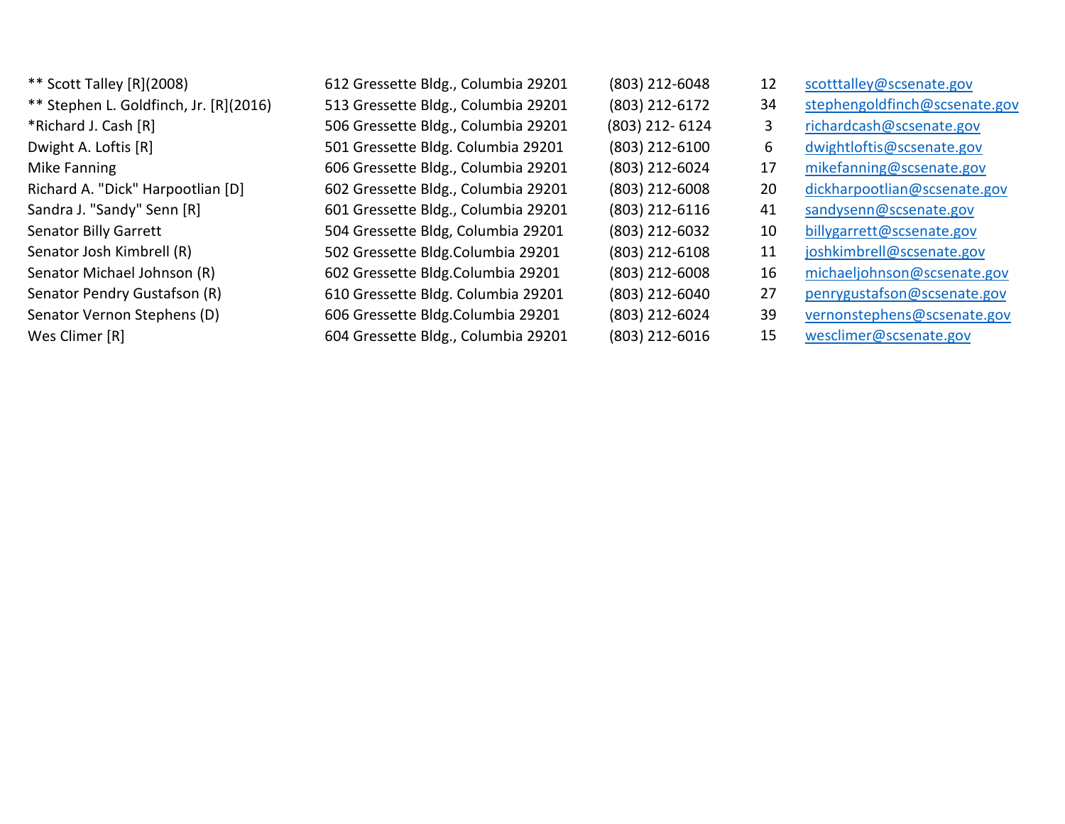| | | | | |
|---|---|---|---|---|
| ** Scott Talley [R](2008) | 612 Gressette Bldg., Columbia 29201 | (803) 212-6048 | 12 | scotttalley@scsenate.gov |
| ** Stephen L. Goldfinch, Jr. [R](2016) | 513 Gressette Bldg., Columbia 29201 | (803) 212-6172 | 34 | stephengoldfinch@scsenate.gov |
| *Richard J. Cash [R] | 506 Gressette Bldg., Columbia 29201 | (803) 212- 6124 | 3 | richardcash@scsenate.gov |
| Dwight A. Loftis [R] | 501 Gressette Bldg. Columbia 29201 | (803) 212-6100 | 6 | dwightloftis@scsenate.gov |
| Mike Fanning | 606 Gressette Bldg., Columbia 29201 | (803) 212-6024 | 17 | mikefanning@scsenate.gov |
| Richard A. "Dick" Harpootlian [D] | 602 Gressette Bldg., Columbia 29201 | (803) 212-6008 | 20 | dickharpootlian@scsenate.gov |
| Sandra J. "Sandy" Senn [R] | 601 Gressette Bldg., Columbia 29201 | (803) 212-6116 | 41 | sandysenn@scsenate.gov |
| Senator Billy Garrett | 504 Gressette Bldg, Columbia 29201 | (803) 212-6032 | 10 | billygarrett@scsenate.gov |
| Senator Josh Kimbrell (R) | 502 Gressette Bldg.Columbia 29201 | (803) 212-6108 | 11 | joshkimbrell@scsenate.gov |
| Senator Michael Johnson (R) | 602 Gressette Bldg.Columbia 29201 | (803) 212-6008 | 16 | michaeljohnson@scsenate.gov |
| Senator Pendry Gustafson (R) | 610 Gressette Bldg. Columbia 29201 | (803) 212-6040 | 27 | penrygustafson@scsenate.gov |
| Senator Vernon Stephens (D) | 606 Gressette Bldg.Columbia 29201 | (803) 212-6024 | 39 | vernonstephens@scsenate.gov |
| Wes Climer [R] | 604 Gressette Bldg., Columbia 29201 | (803) 212-6016 | 15 | wesclimer@scsenate.gov |